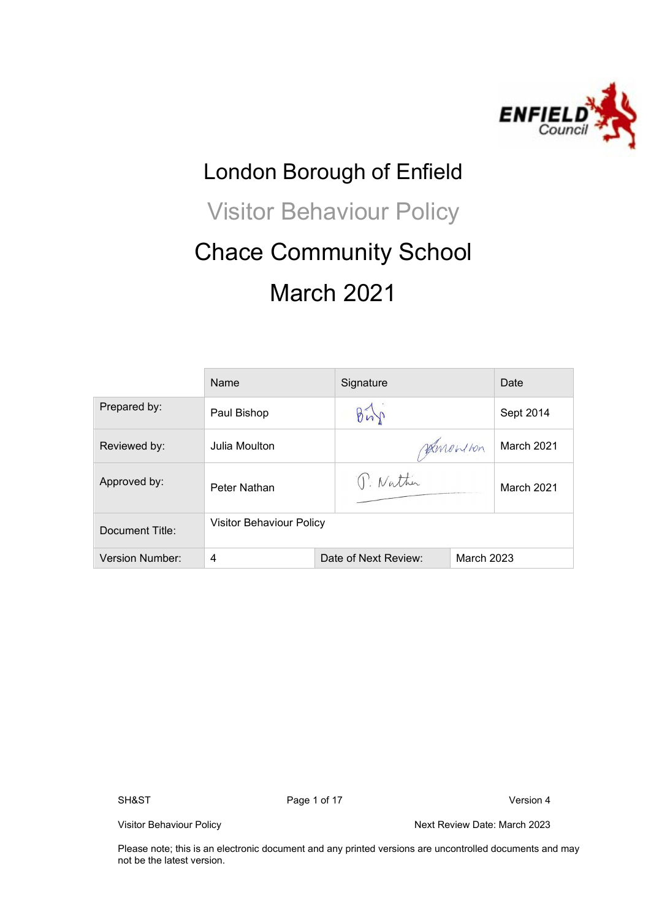# London Borough of Enfield

## Visitor Behaviour Policy

# Chace Community School

# March 2021

| | Name | Signature | Date |
|---|---|---|---|
| Prepared by: | Paul Bishop | | Sept 2014 |
| Reviewed by: | Julia Moulton | | March 2021 |
| Approved by: | Peter Nathan | | March 2021 |
| Document Title: | Visitor Behaviour Policy | | |
| Version Number: | 4 | Date of Next Review: | March 2023 |

Please note; this is an electronic document and any printed versions are uncontrolled documents and may not be the latest version.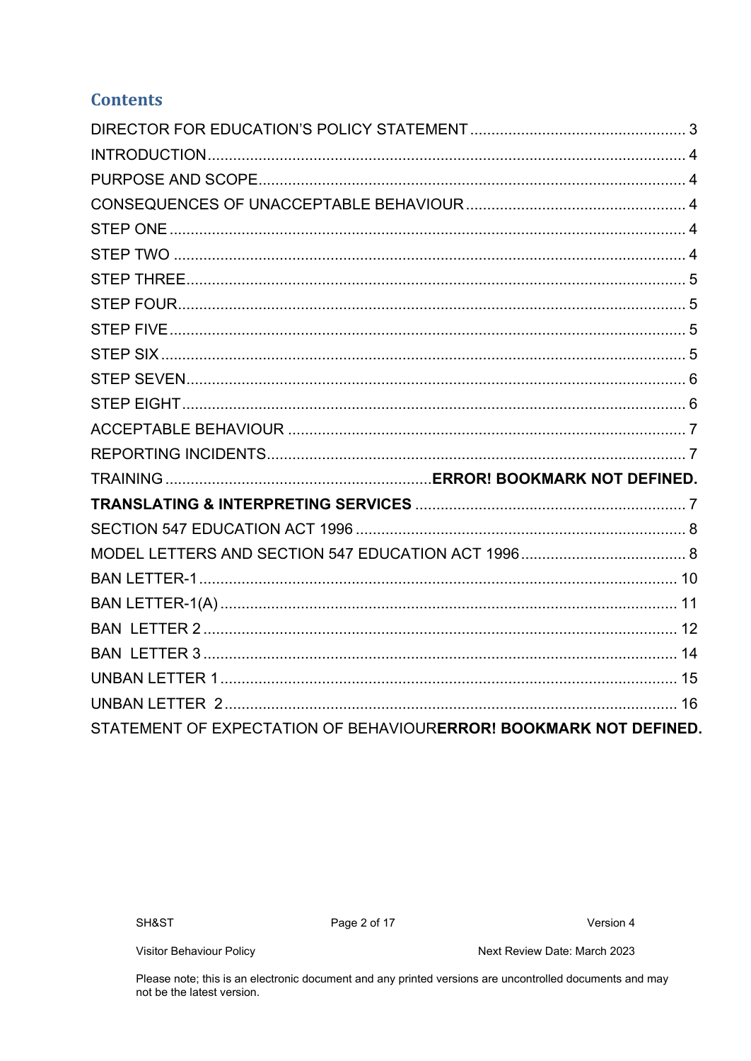## Contents

DIRECTOR FOR EDUCATION'S POLICY STATEMENT .................................................. 3
INTRODUCTION .................................................................................................. 4
PURPOSE AND SCOPE .......................................................................................... 4
CONSEQUENCES OF UNACCEPTABLE BEHAVIOUR ................................................... 4
STEP ONE ........................................................................................................ 4
STEP TWO ........................................................................................................ 4
STEP THREE ...................................................................................................... 5
STEP FOUR ....................................................................................................... 5
STEP FIVE ........................................................................................................ 5
STEP SIX .......................................................................................................... 5
STEP SEVEN ...................................................................................................... 6
STEP EIGHT ...................................................................................................... 6
ACCEPTABLE BEHAVIOUR ..................................................................................... 7
REPORTING INCIDENTS ........................................................................................ 7
TRAINING ............................................................. **ERROR! BOOKMARK NOT DEFINED.**
**TRANSLATING & INTERPRETING SERVICES** ............................................................. 7
SECTION 547 EDUCATION ACT 1996 ........................................................................ 8
MODEL LETTERS AND SECTION 547 EDUCATION ACT 1996 ....................................... 8
BAN LETTER-1 .................................................................................................. 10
BAN LETTER-1(A) .............................................................................................. 11
BAN LETTER 2 .................................................................................................. 12
BAN LETTER 3 .................................................................................................. 14
UNBAN LETTER 1 .............................................................................................. 15
UNBAN LETTER 2 .............................................................................................. 16
STATEMENT OF EXPECTATION OF BEHAVIOUR **ERROR! BOOKMARK NOT DEFINED.**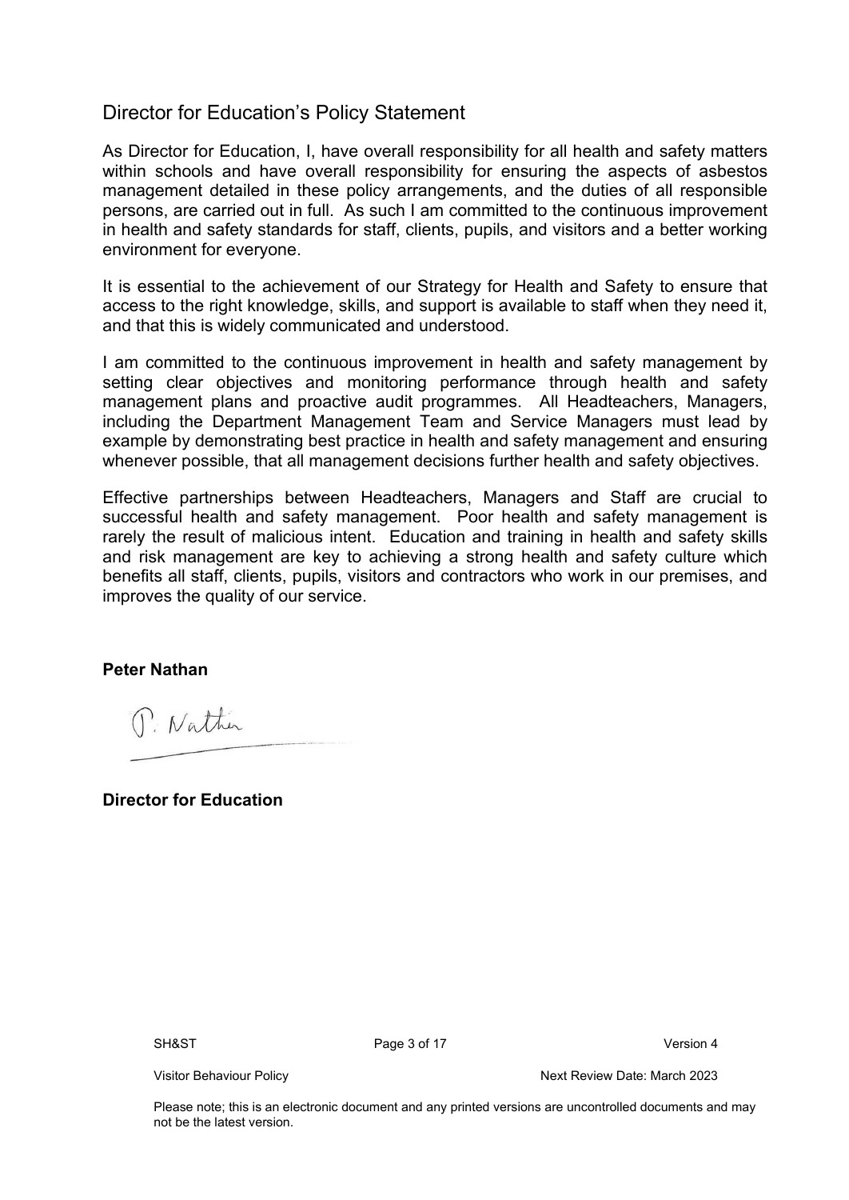## Director for Education's Policy Statement

As Director for Education, I, have overall responsibility for all health and safety matters within schools and have overall responsibility for ensuring the aspects of asbestos management detailed in these policy arrangements, and the duties of all responsible persons, are carried out in full. As such I am committed to the continuous improvement in health and safety standards for staff, clients, pupils, and visitors and a better working environment for everyone.

It is essential to the achievement of our Strategy for Health and Safety to ensure that access to the right knowledge, skills, and support is available to staff when they need it, and that this is widely communicated and understood.

I am committed to the continuous improvement in health and safety management by setting clear objectives and monitoring performance through health and safety management plans and proactive audit programmes. All Headteachers, Managers, including the Department Management Team and Service Managers must lead by example by demonstrating best practice in health and safety management and ensuring whenever possible, that all management decisions further health and safety objectives.

Effective partnerships between Headteachers, Managers and Staff are crucial to successful health and safety management. Poor health and safety management is rarely the result of malicious intent. Education and training in health and safety skills and risk management are key to achieving a strong health and safety culture which benefits all staff, clients, pupils, visitors and contractors who work in our premises, and improves the quality of our service.

**Peter Nathan**

P. Nathan

**Director for Education**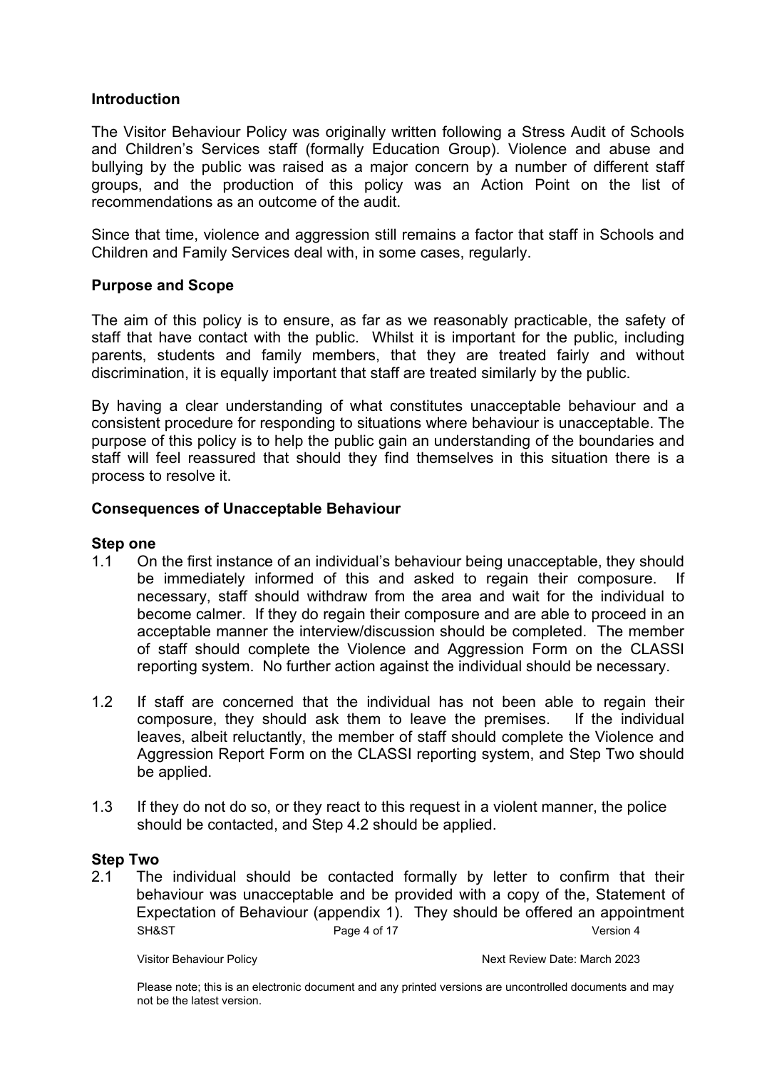## Introduction

The Visitor Behaviour Policy was originally written following a Stress Audit of Schools and Children's Services staff (formally Education Group). Violence and abuse and bullying by the public was raised as a major concern by a number of different staff groups, and the production of this policy was an Action Point on the list of recommendations as an outcome of the audit.

Since that time, violence and aggression still remains a factor that staff in Schools and Children and Family Services deal with, in some cases, regularly.

## Purpose and Scope

The aim of this policy is to ensure, as far as we reasonably practicable, the safety of staff that have contact with the public. Whilst it is important for the public, including parents, students and family members, that they are treated fairly and without discrimination, it is equally important that staff are treated similarly by the public.

By having a clear understanding of what constitutes unacceptable behaviour and a consistent procedure for responding to situations where behaviour is unacceptable. The purpose of this policy is to help the public gain an understanding of the boundaries and staff will feel reassured that should they find themselves in this situation there is a process to resolve it.

## Consequences of Unacceptable Behaviour

### Step one

1.1 On the first instance of an individual's behaviour being unacceptable, they should be immediately informed of this and asked to regain their composure. If necessary, staff should withdraw from the area and wait for the individual to become calmer. If they do regain their composure and are able to proceed in an acceptable manner the interview/discussion should be completed. The member of staff should complete the Violence and Aggression Form on the CLASSI reporting system. No further action against the individual should be necessary.

1.2 If staff are concerned that the individual has not been able to regain their composure, they should ask them to leave the premises. If the individual leaves, albeit reluctantly, the member of staff should complete the Violence and Aggression Report Form on the CLASSI reporting system, and Step Two should be applied.

1.3 If they do not do so, or they react to this request in a violent manner, the police should be contacted, and Step 4.2 should be applied.

### Step Two

2.1 The individual should be contacted formally by letter to confirm that their behaviour was unacceptable and be provided with a copy of the, Statement of Expectation of Behaviour (appendix 1). They should be offered an appointment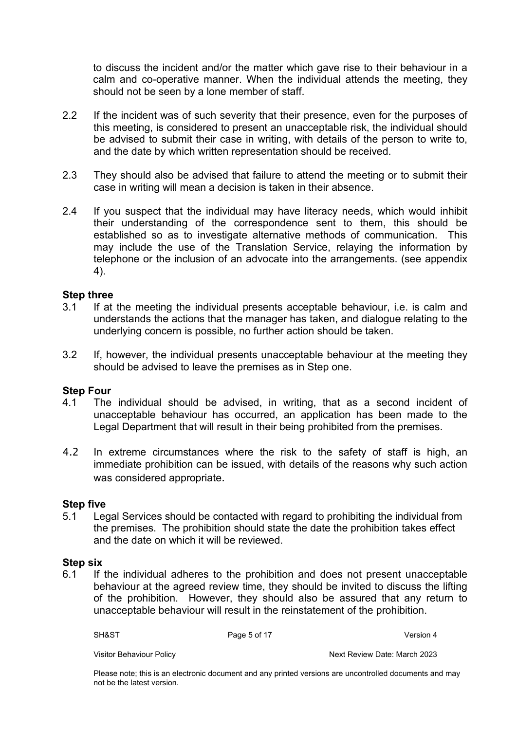to discuss the incident and/or the matter which gave rise to their behaviour in a calm and co-operative manner. When the individual attends the meeting, they should not be seen by a lone member of staff.

2.2 If the incident was of such severity that their presence, even for the purposes of this meeting, is considered to present an unacceptable risk, the individual should be advised to submit their case in writing, with details of the person to write to, and the date by which written representation should be received.

2.3 They should also be advised that failure to attend the meeting or to submit their case in writing will mean a decision is taken in their absence.

2.4 If you suspect that the individual may have literacy needs, which would inhibit their understanding of the correspondence sent to them, this should be established so as to investigate alternative methods of communication. This may include the use of the Translation Service, relaying the information by telephone or the inclusion of an advocate into the arrangements. (see appendix 4).

**Step three**

3.1 If at the meeting the individual presents acceptable behaviour, i.e. is calm and understands the actions that the manager has taken, and dialogue relating to the underlying concern is possible, no further action should be taken.

3.2 If, however, the individual presents unacceptable behaviour at the meeting they should be advised to leave the premises as in Step one.

**Step Four**

4.1 The individual should be advised, in writing, that as a second incident of unacceptable behaviour has occurred, an application has been made to the Legal Department that will result in their being prohibited from the premises.

4.2 In extreme circumstances where the risk to the safety of staff is high, an immediate prohibition can be issued, with details of the reasons why such action was considered appropriate.

**Step five**

5.1 Legal Services should be contacted with regard to prohibiting the individual from the premises. The prohibition should state the date the prohibition takes effect and the date on which it will be reviewed.

**Step six**

6.1 If the individual adheres to the prohibition and does not present unacceptable behaviour at the agreed review time, they should be invited to discuss the lifting of the prohibition. However, they should also be assured that any return to unacceptable behaviour will result in the reinstatement of the prohibition.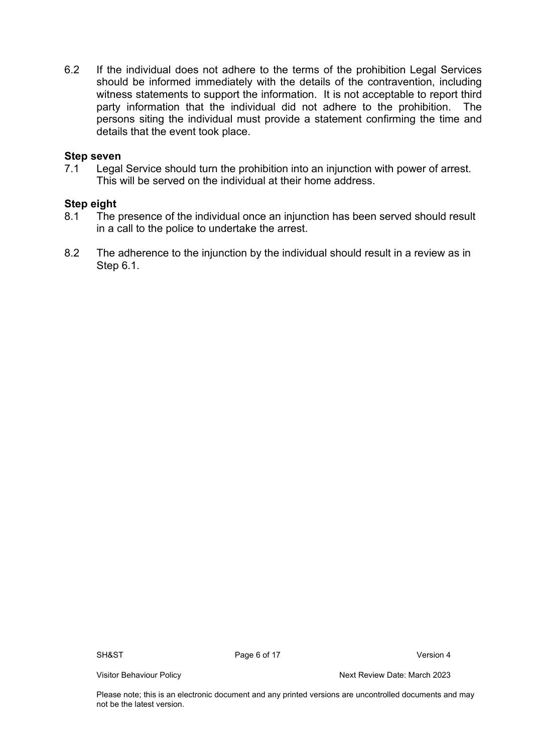6.2 If the individual does not adhere to the terms of the prohibition Legal Services should be informed immediately with the details of the contravention, including witness statements to support the information. It is not acceptable to report third party information that the individual did not adhere to the prohibition. The persons siting the individual must provide a statement confirming the time and details that the event took place.

**Step seven**

7.1 Legal Service should turn the prohibition into an injunction with power of arrest. This will be served on the individual at their home address.

**Step eight**

8.1 The presence of the individual once an injunction has been served should result in a call to the police to undertake the arrest.

8.2 The adherence to the injunction by the individual should result in a review as in Step 6.1.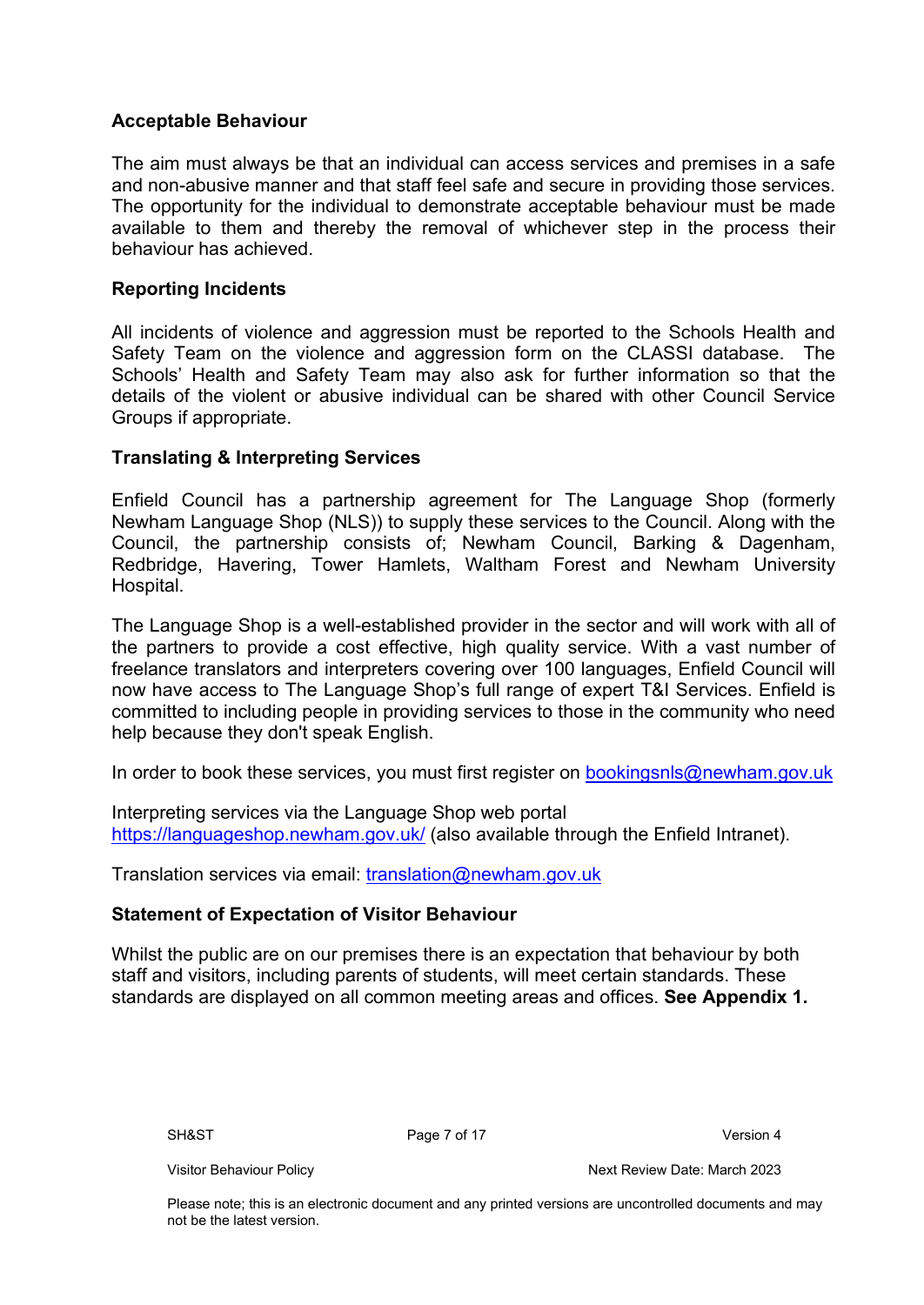### Acceptable Behaviour

The aim must always be that an individual can access services and premises in a safe and non-abusive manner and that staff feel safe and secure in providing those services. The opportunity for the individual to demonstrate acceptable behaviour must be made available to them and thereby the removal of whichever step in the process their behaviour has achieved.

### Reporting Incidents

All incidents of violence and aggression must be reported to the Schools Health and Safety Team on the violence and aggression form on the CLASSI database. The Schools' Health and Safety Team may also ask for further information so that the details of the violent or abusive individual can be shared with other Council Service Groups if appropriate.

### Translating & Interpreting Services

Enfield Council has a partnership agreement for The Language Shop (formerly Newham Language Shop (NLS)) to supply these services to the Council. Along with the Council, the partnership consists of; Newham Council, Barking & Dagenham, Redbridge, Havering, Tower Hamlets, Waltham Forest and Newham University Hospital.

The Language Shop is a well-established provider in the sector and will work with all of the partners to provide a cost effective, high quality service. With a vast number of freelance translators and interpreters covering over 100 languages, Enfield Council will now have access to The Language Shop's full range of expert T&I Services. Enfield is committed to including people in providing services to those in the community who need help because they don't speak English.

In order to book these services, you must first register on bookingsnls@newham.gov.uk

Interpreting services via the Language Shop web portal https://languageshop.newham.gov.uk/ (also available through the Enfield Intranet).

Translation services via email: translation@newham.gov.uk

### Statement of Expectation of Visitor Behaviour

Whilst the public are on our premises there is an expectation that behaviour by both staff and visitors, including parents of students, will meet certain standards. These standards are displayed on all common meeting areas and offices. **See Appendix 1.**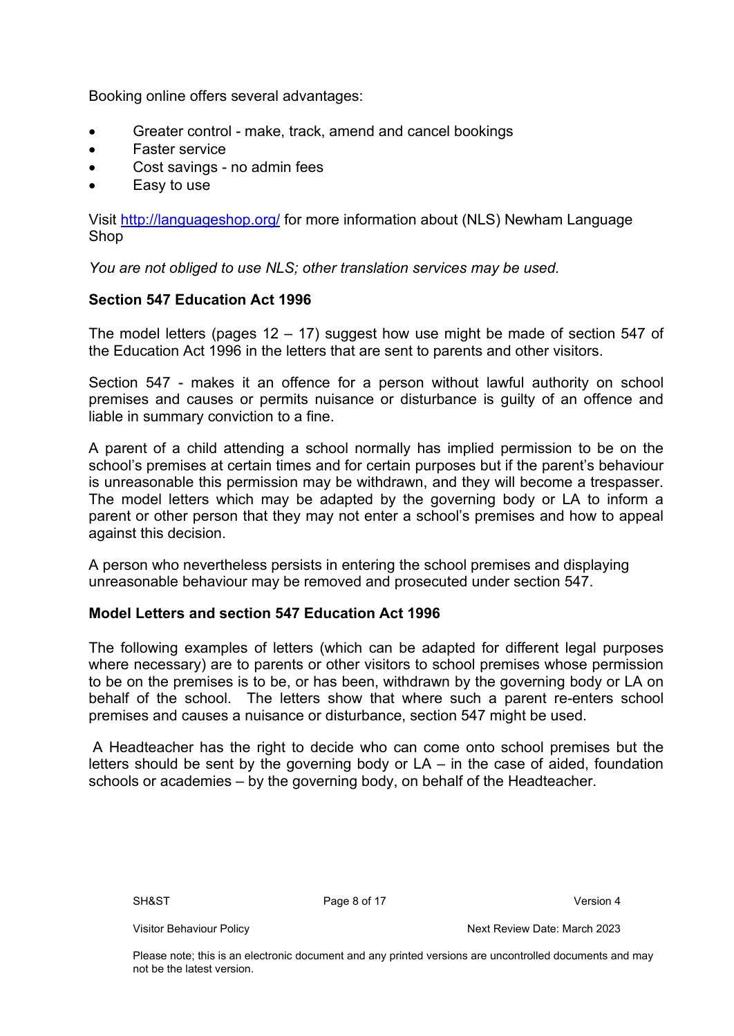Booking online offers several advantages:

- Greater control - make, track, amend and cancel bookings
- Faster service
- Cost savings - no admin fees
- Easy to use

Visit [http://languageshop.org/](http://languageshop.org/) for more information about (NLS) Newham Language Shop

*You are not obliged to use NLS; other translation services may be used.*

**Section 547 Education Act 1996**

The model letters (pages 12 – 17) suggest how use might be made of section 547 of the Education Act 1996 in the letters that are sent to parents and other visitors.

Section 547 - makes it an offence for a person without lawful authority on school premises and causes or permits nuisance or disturbance is guilty of an offence and liable in summary conviction to a fine.

A parent of a child attending a school normally has implied permission to be on the school's premises at certain times and for certain purposes but if the parent's behaviour is unreasonable this permission may be withdrawn, and they will become a trespasser. The model letters which may be adapted by the governing body or LA to inform a parent or other person that they may not enter a school's premises and how to appeal against this decision.

A person who nevertheless persists in entering the school premises and displaying unreasonable behaviour may be removed and prosecuted under section 547.

**Model Letters and section 547 Education Act 1996**

The following examples of letters (which can be adapted for different legal purposes where necessary) are to parents or other visitors to school premises whose permission to be on the premises is to be, or has been, withdrawn by the governing body or LA on behalf of the school. The letters show that where such a parent re-enters school premises and causes a nuisance or disturbance, section 547 might be used.

A Headteacher has the right to decide who can come onto school premises but the letters should be sent by the governing body or LA – in the case of aided, foundation schools or academies – by the governing body, on behalf of the Headteacher.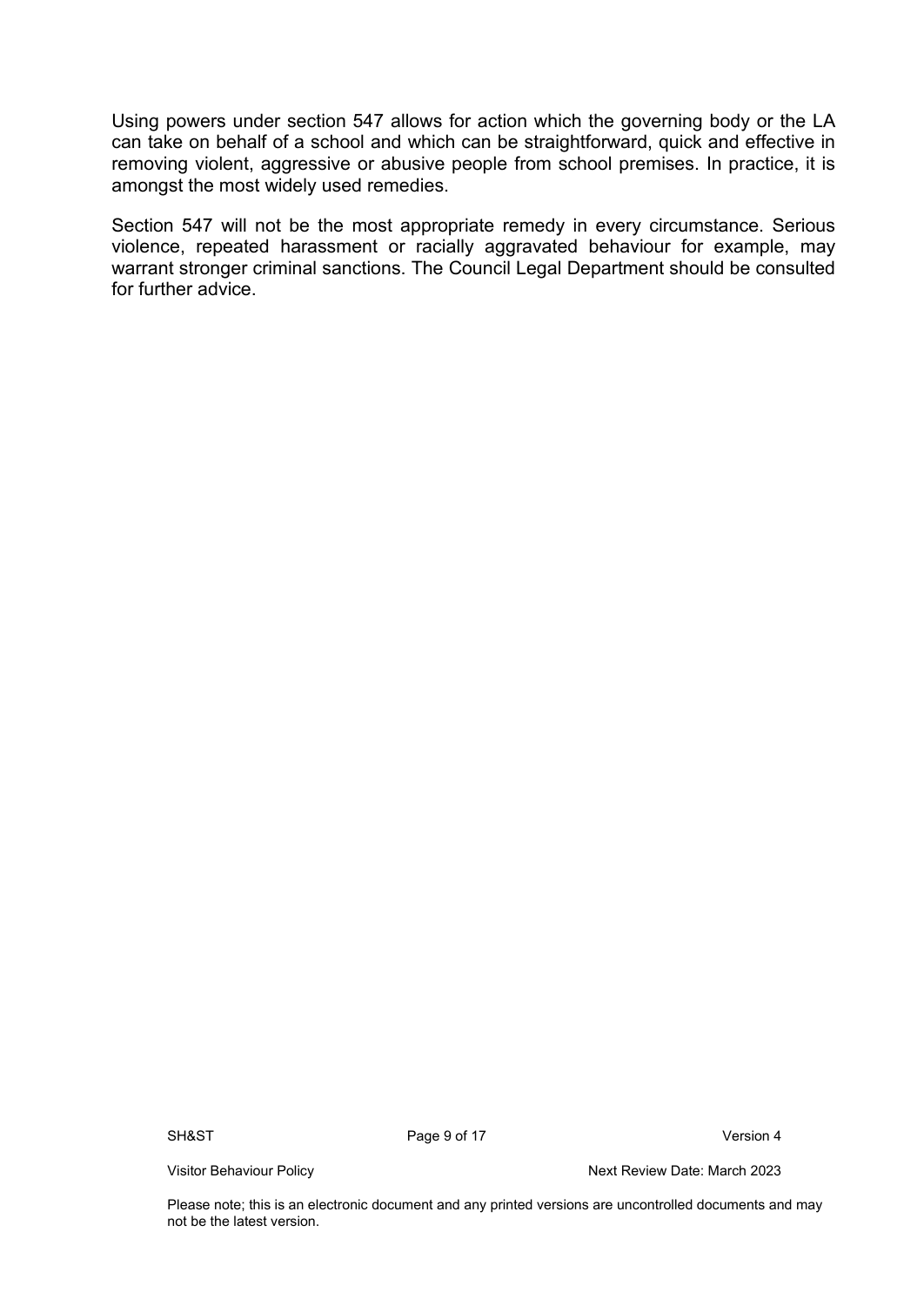Using powers under section 547 allows for action which the governing body or the LA can take on behalf of a school and which can be straightforward, quick and effective in removing violent, aggressive or abusive people from school premises. In practice, it is amongst the most widely used remedies.

Section 547 will not be the most appropriate remedy in every circumstance. Serious violence, repeated harassment or racially aggravated behaviour for example, may warrant stronger criminal sanctions. The Council Legal Department should be consulted for further advice.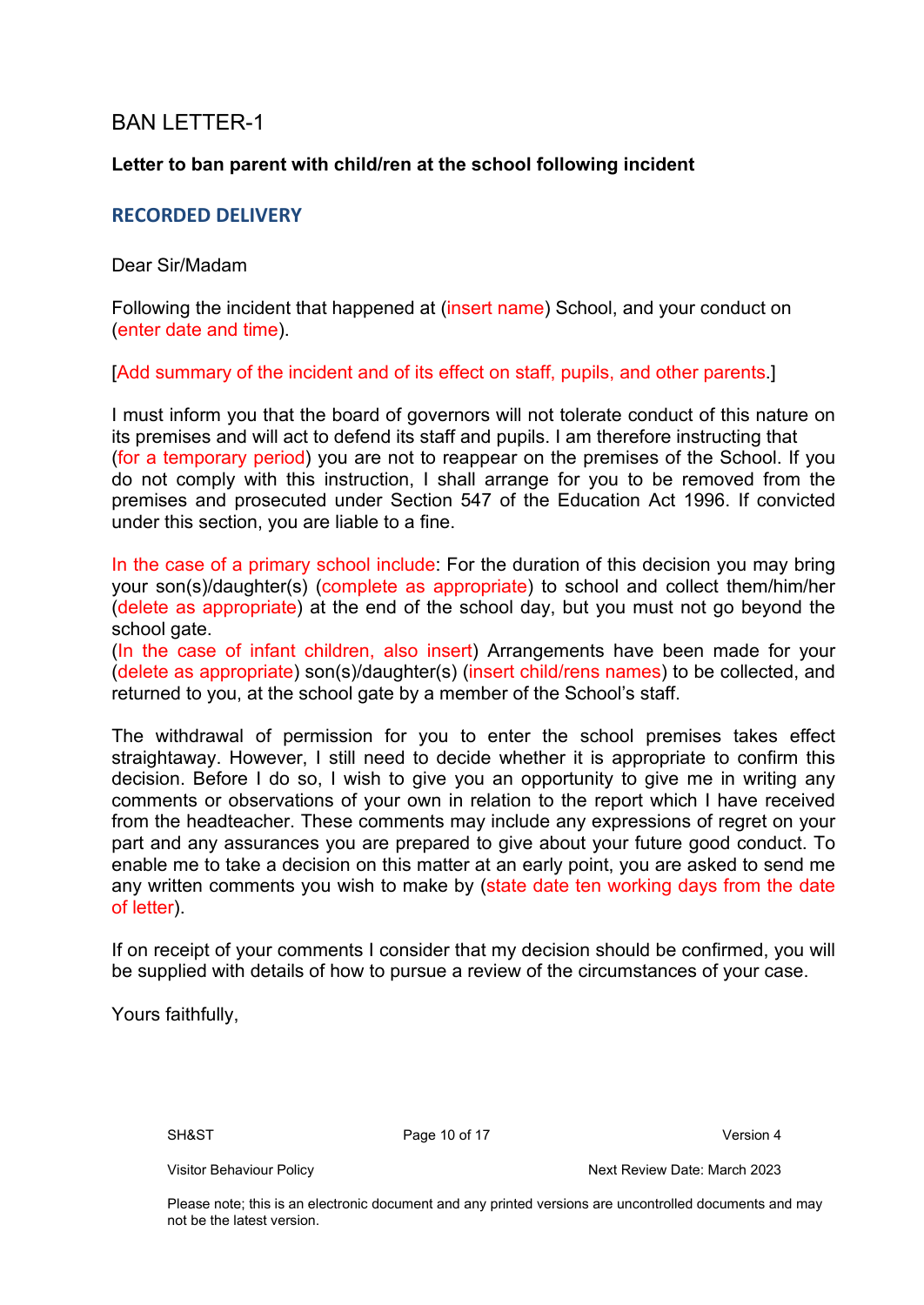## BAN LETTER-1

**Letter to ban parent with child/ren at the school following incident**

### RECORDED DELIVERY

Dear Sir/Madam

Following the incident that happened at (insert name) School, and your conduct on (enter date and time).

[Add summary of the incident and of its effect on staff, pupils, and other parents.]

I must inform you that the board of governors will not tolerate conduct of this nature on its premises and will act to defend its staff and pupils. I am therefore instructing that (for a temporary period) you are not to reappear on the premises of the School. If you do not comply with this instruction, I shall arrange for you to be removed from the premises and prosecuted under Section 547 of the Education Act 1996. If convicted under this section, you are liable to a fine.

In the case of a primary school include: For the duration of this decision you may bring your son(s)/daughter(s) (complete as appropriate) to school and collect them/him/her (delete as appropriate) at the end of the school day, but you must not go beyond the school gate.
(In the case of infant children, also insert) Arrangements have been made for your (delete as appropriate) son(s)/daughter(s) (insert child/rens names) to be collected, and returned to you, at the school gate by a member of the School's staff.

The withdrawal of permission for you to enter the school premises takes effect straightaway. However, I still need to decide whether it is appropriate to confirm this decision. Before I do so, I wish to give you an opportunity to give me in writing any comments or observations of your own in relation to the report which I have received from the headteacher. These comments may include any expressions of regret on your part and any assurances you are prepared to give about your future good conduct. To enable me to take a decision on this matter at an early point, you are asked to send me any written comments you wish to make by (state date ten working days from the date of letter).

If on receipt of your comments I consider that my decision should be confirmed, you will be supplied with details of how to pursue a review of the circumstances of your case.

Yours faithfully,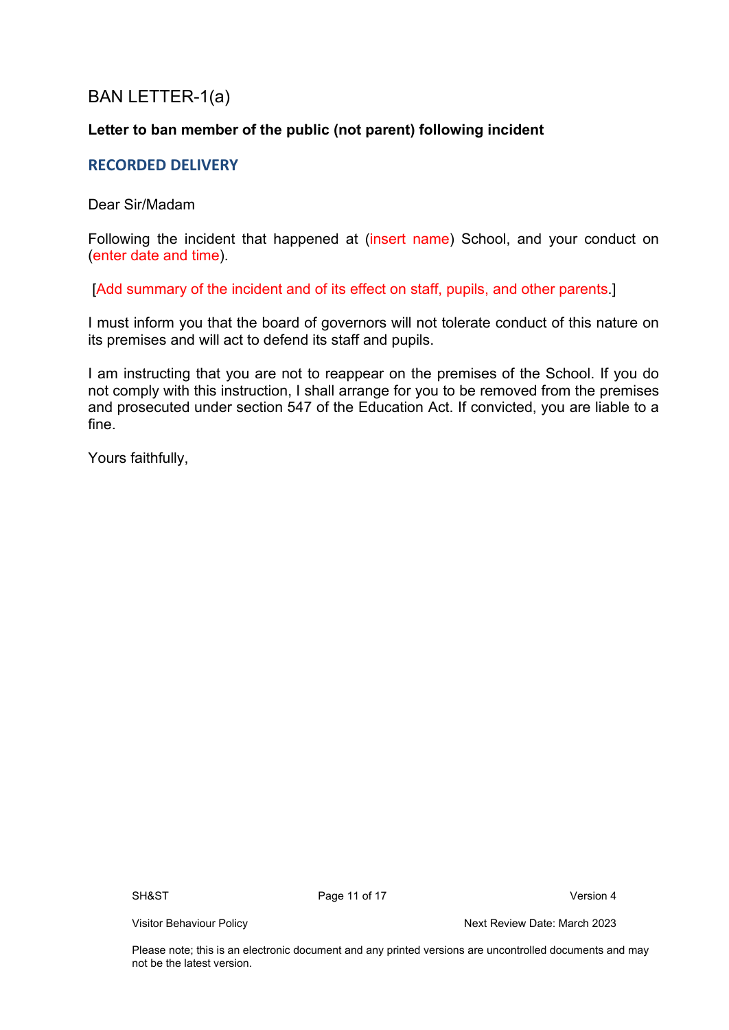# BAN LETTER-1(a)

**Letter to ban member of the public (not parent) following incident**

## RECORDED DELIVERY

Dear Sir/Madam

Following the incident that happened at (insert name) School, and your conduct on (enter date and time).

[Add summary of the incident and of its effect on staff, pupils, and other parents.]

I must inform you that the board of governors will not tolerate conduct of this nature on its premises and will act to defend its staff and pupils.

I am instructing that you are not to reappear on the premises of the School. If you do not comply with this instruction, I shall arrange for you to be removed from the premises and prosecuted under section 547 of the Education Act. If convicted, you are liable to a fine.

Yours faithfully,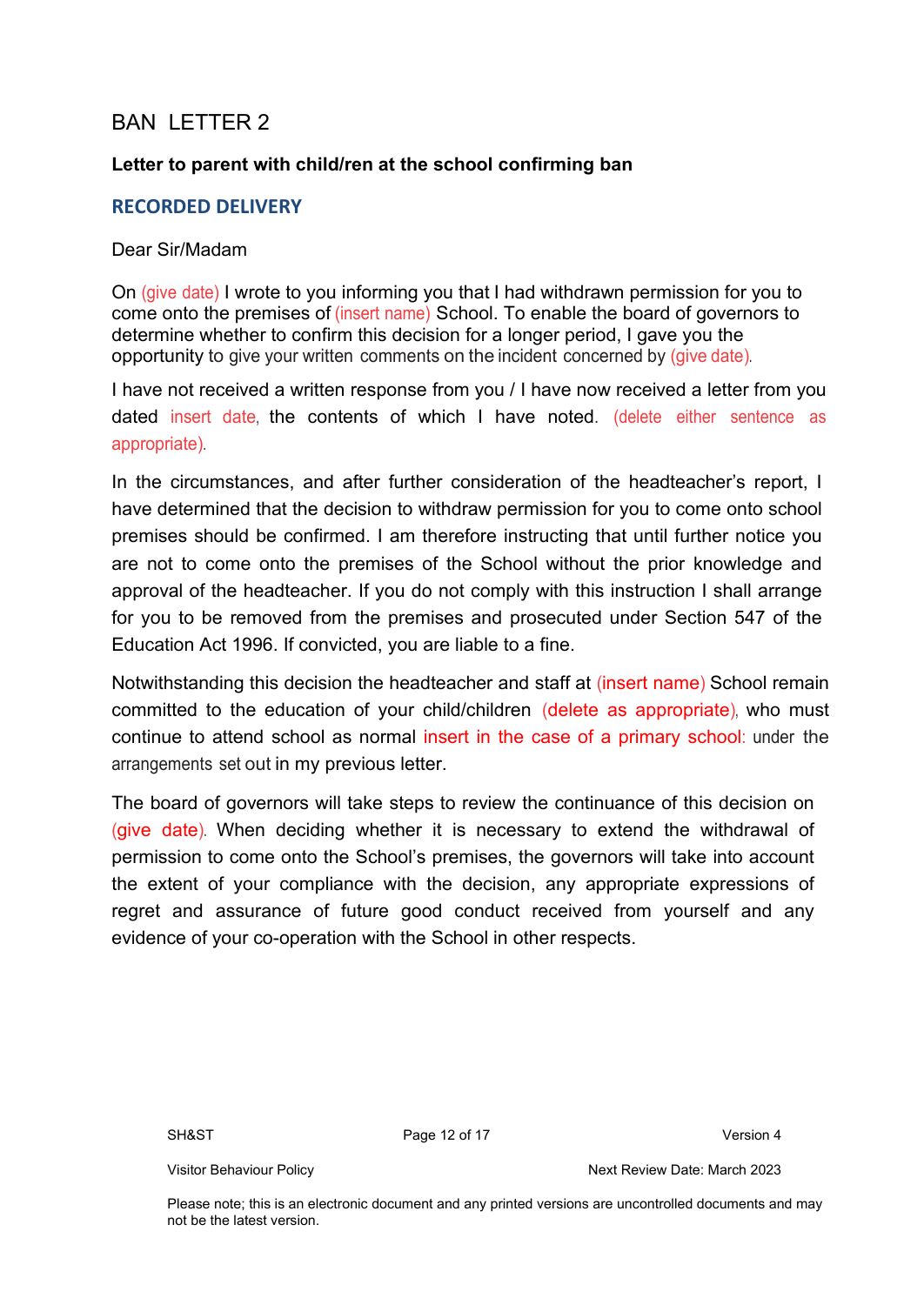# BAN LETTER 2

**Letter to parent with child/ren at the school confirming ban**

**RECORDED DELIVERY**

Dear Sir/Madam

On (give date) I wrote to you informing you that I had withdrawn permission for you to come onto the premises of (insert name) School. To enable the board of governors to determine whether to confirm this decision for a longer period, I gave you the opportunity to give your written comments on the incident concerned by (give date).

I have not received a written response from you / I have now received a letter from you dated insert date, the contents of which I have noted. (delete either sentence as appropriate).

In the circumstances, and after further consideration of the headteacher's report, I have determined that the decision to withdraw permission for you to come onto school premises should be confirmed. I am therefore instructing that until further notice you are not to come onto the premises of the School without the prior knowledge and approval of the headteacher. If you do not comply with this instruction I shall arrange for you to be removed from the premises and prosecuted under Section 547 of the Education Act 1996. If convicted, you are liable to a fine.

Notwithstanding this decision the headteacher and staff at (insert name) School remain committed to the education of your child/children (delete as appropriate), who must continue to attend school as normal insert in the case of a primary school: under the arrangements set out in my previous letter.

The board of governors will take steps to review the continuance of this decision on (give date). When deciding whether it is necessary to extend the withdrawal of permission to come onto the School's premises, the governors will take into account the extent of your compliance with the decision, any appropriate expressions of regret and assurance of future good conduct received from yourself and any evidence of your co-operation with the School in other respects.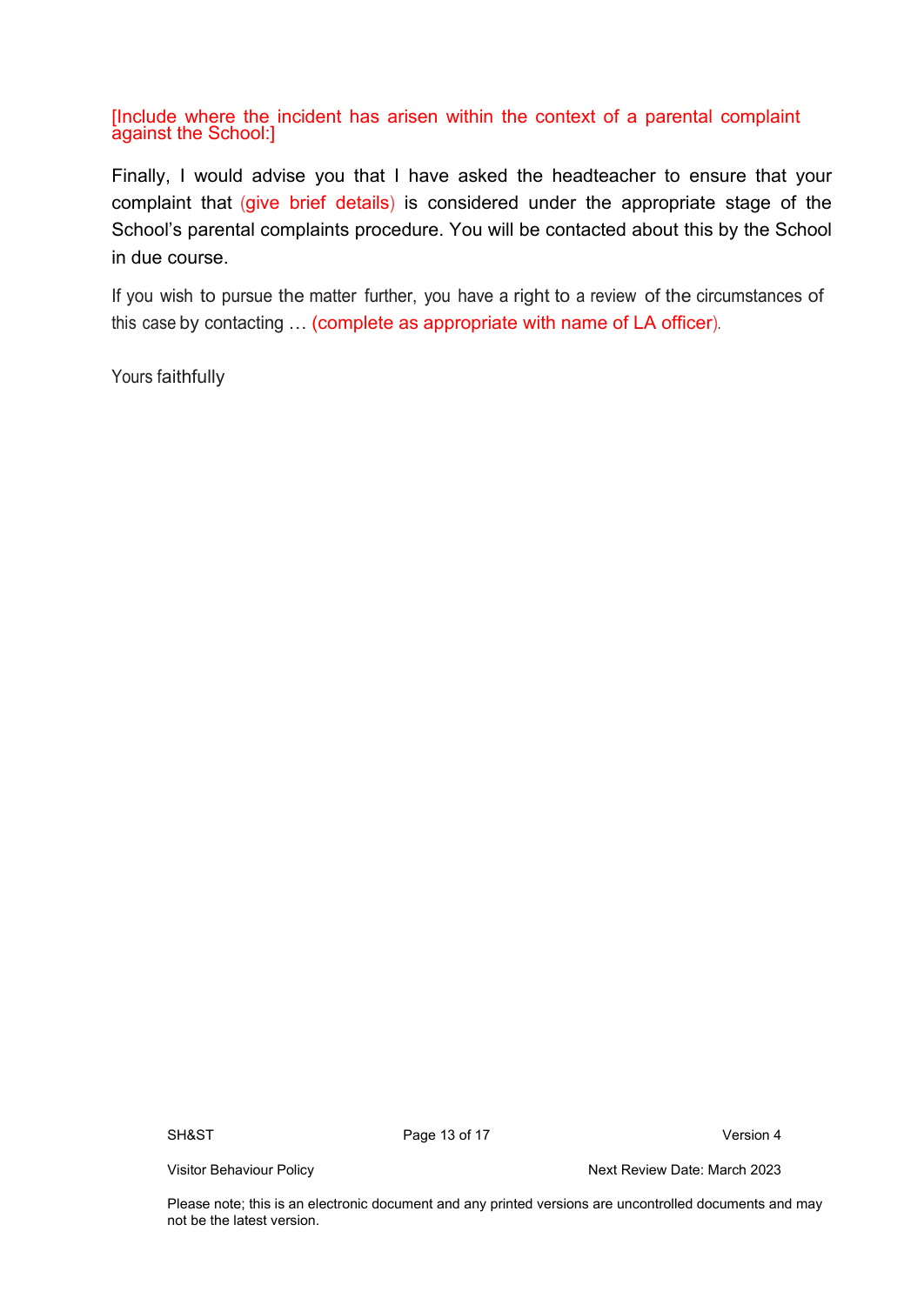[Include where the incident has arisen within the context of a parental complaint against the School:]

Finally, I would advise you that I have asked the headteacher to ensure that your complaint that (give brief details) is considered under the appropriate stage of the School's parental complaints procedure. You will be contacted about this by the School in due course.

If you wish to pursue the matter further, you have a right to a review of the circumstances of this case by contacting … (complete as appropriate with name of LA officer).

Yours faithfully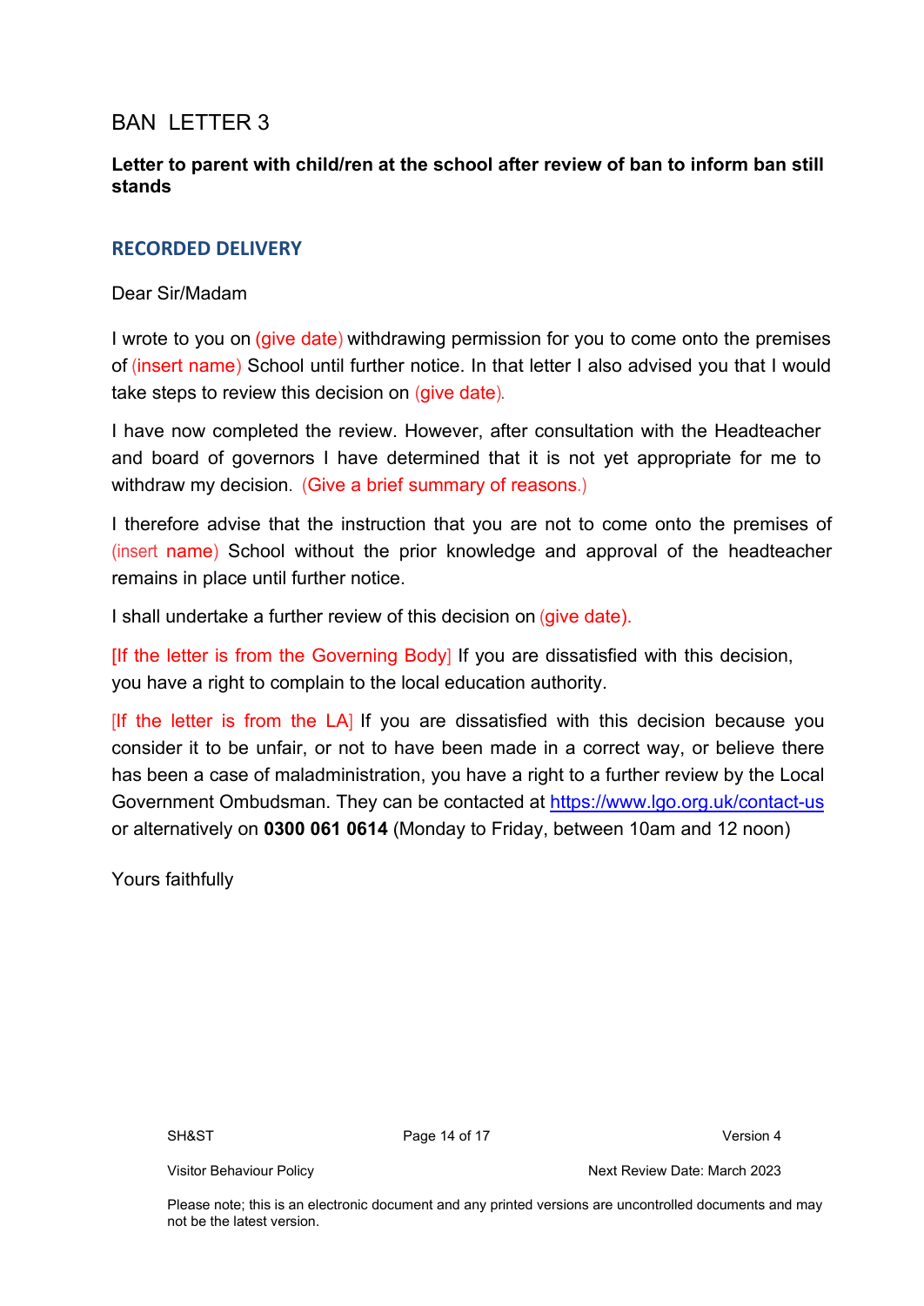# BAN LETTER 3

**Letter to parent with child/ren at the school after review of ban to inform ban still stands**

## RECORDED DELIVERY

Dear Sir/Madam

I wrote to you on (give date) withdrawing permission for you to come onto the premises of (insert name) School until further notice. In that letter I also advised you that I would take steps to review this decision on (give date).

I have now completed the review. However, after consultation with the Headteacher and board of governors I have determined that it is not yet appropriate for me to withdraw my decision. (Give a brief summary of reasons.)

I therefore advise that the instruction that you are not to come onto the premises of (insert name) School without the prior knowledge and approval of the headteacher remains in place until further notice.

I shall undertake a further review of this decision on (give date).

[If the letter is from the Governing Body] If you are dissatisfied with this decision, you have a right to complain to the local education authority.

[If the letter is from the LA] If you are dissatisfied with this decision because you consider it to be unfair, or not to have been made in a correct way, or believe there has been a case of maladministration, you have a right to a further review by the Local Government Ombudsman. They can be contacted at https://www.lgo.org.uk/contact-us or alternatively on **0300 061 0614** (Monday to Friday, between 10am and 12 noon)

Yours faithfully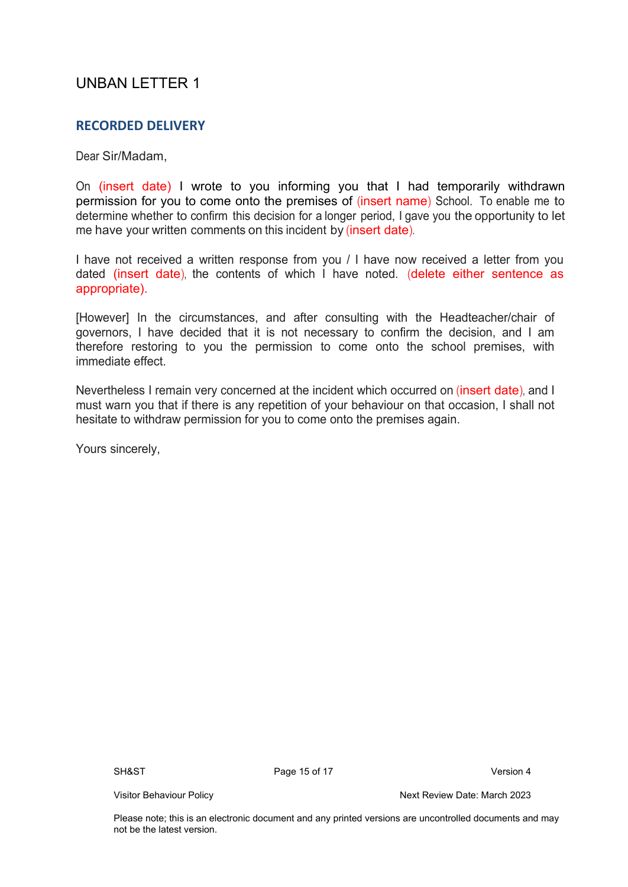# UNBAN LETTER 1

## RECORDED DELIVERY

Dear Sir/Madam,

On (insert date) I wrote to you informing you that I had temporarily withdrawn permission for you to come onto the premises of (insert name) School. To enable me to determine whether to confirm this decision for a longer period, I gave you the opportunity to let me have your written comments on this incident by (insert date).

I have not received a written response from you / I have now received a letter from you dated (insert date), the contents of which I have noted. (delete either sentence as appropriate).

[However] In the circumstances, and after consulting with the Headteacher/chair of governors, I have decided that it is not necessary to confirm the decision, and I am therefore restoring to you the permission to come onto the school premises, with immediate effect.

Nevertheless I remain very concerned at the incident which occurred on (insert date), and I must warn you that if there is any repetition of your behaviour on that occasion, I shall not hesitate to withdraw permission for you to come onto the premises again.

Yours sincerely,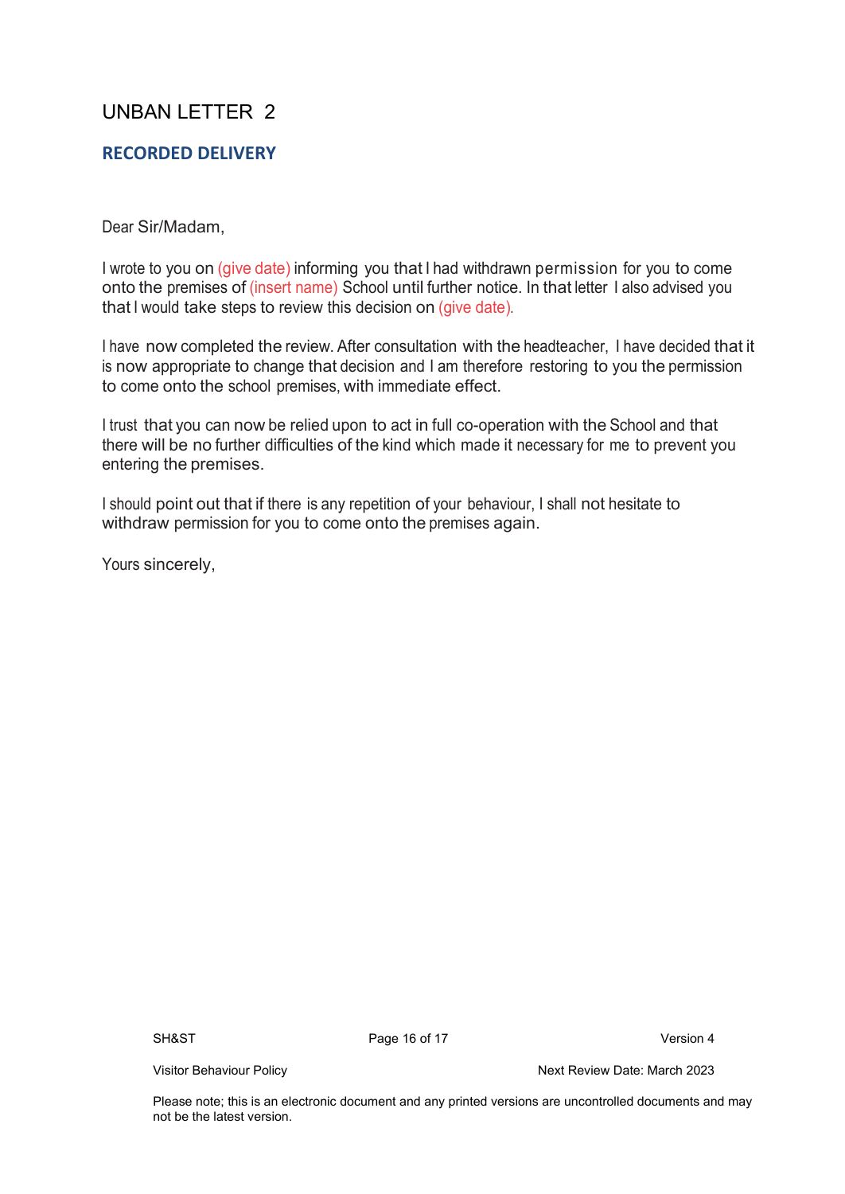# UNBAN LETTER 2

## RECORDED DELIVERY

Dear Sir/Madam,

I wrote to you on (give date) informing you that I had withdrawn permission for you to come onto the premises of (insert name) School until further notice. In that letter I also advised you that I would take steps to review this decision on (give date).

I have now completed the review. After consultation with the headteacher, I have decided that it is now appropriate to change that decision and I am therefore restoring to you the permission to come onto the school premises, with immediate effect.

I trust that you can now be relied upon to act in full co-operation with the School and that there will be no further difficulties of the kind which made it necessary for me to prevent you entering the premises.

I should point out that if there is any repetition of your behaviour, I shall not hesitate to withdraw permission for you to come onto the premises again.

Yours sincerely,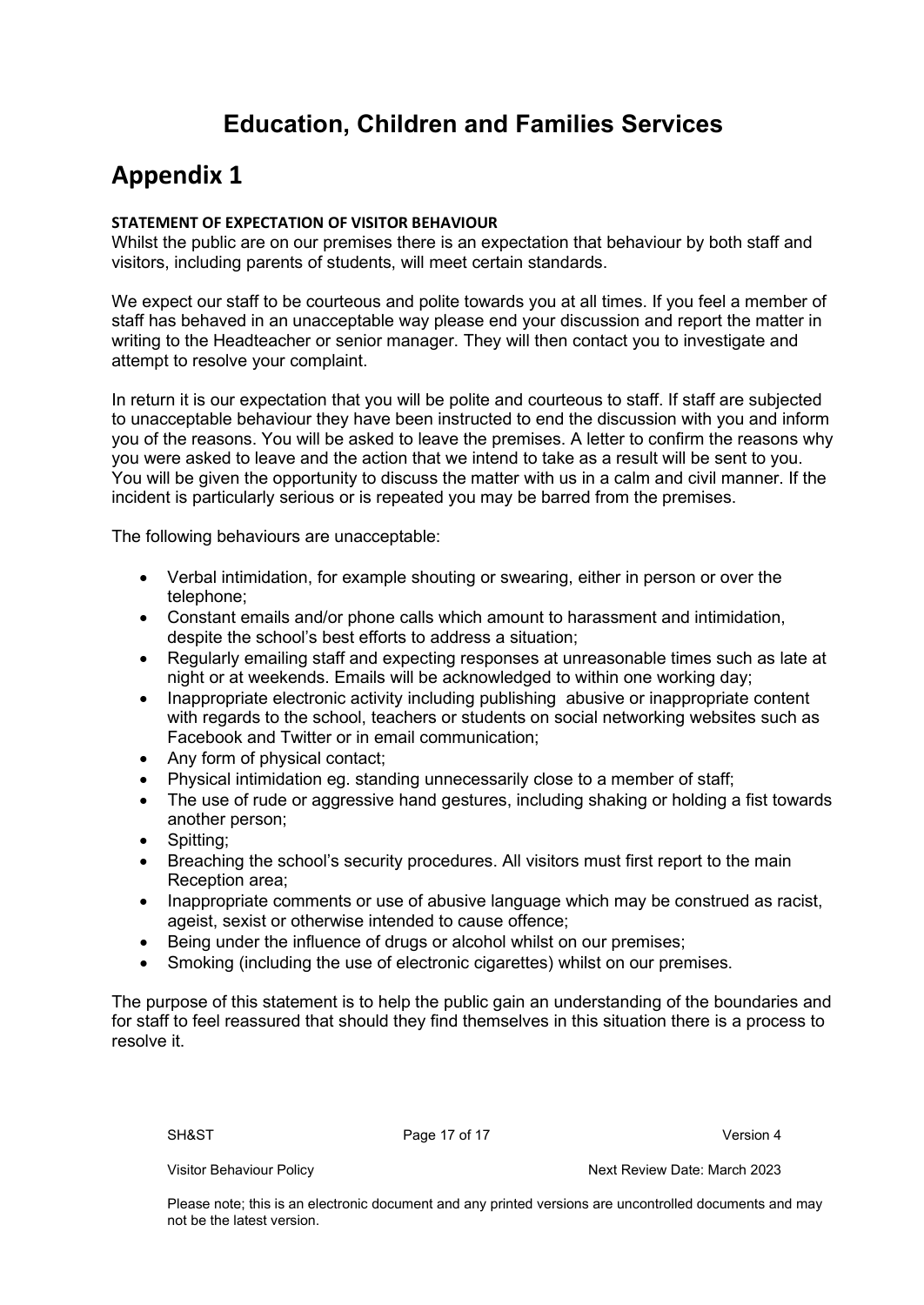# Education, Children and Families Services

## Appendix 1

**STATEMENT OF EXPECTATION OF VISITOR BEHAVIOUR**

Whilst the public are on our premises there is an expectation that behaviour by both staff and visitors, including parents of students, will meet certain standards.

We expect our staff to be courteous and polite towards you at all times. If you feel a member of staff has behaved in an unacceptable way please end your discussion and report the matter in writing to the Headteacher or senior manager. They will then contact you to investigate and attempt to resolve your complaint.

In return it is our expectation that you will be polite and courteous to staff. If staff are subjected to unacceptable behaviour they have been instructed to end the discussion with you and inform you of the reasons. You will be asked to leave the premises. A letter to confirm the reasons why you were asked to leave and the action that we intend to take as a result will be sent to you. You will be given the opportunity to discuss the matter with us in a calm and civil manner. If the incident is particularly serious or is repeated you may be barred from the premises.

The following behaviours are unacceptable:

- Verbal intimidation, for example shouting or swearing, either in person or over the telephone;
- Constant emails and/or phone calls which amount to harassment and intimidation, despite the school's best efforts to address a situation;
- Regularly emailing staff and expecting responses at unreasonable times such as late at night or at weekends. Emails will be acknowledged to within one working day;
- Inappropriate electronic activity including publishing abusive or inappropriate content with regards to the school, teachers or students on social networking websites such as Facebook and Twitter or in email communication;
- Any form of physical contact;
- Physical intimidation eg. standing unnecessarily close to a member of staff;
- The use of rude or aggressive hand gestures, including shaking or holding a fist towards another person;
- Spitting;
- Breaching the school's security procedures. All visitors must first report to the main Reception area;
- Inappropriate comments or use of abusive language which may be construed as racist, ageist, sexist or otherwise intended to cause offence;
- Being under the influence of drugs or alcohol whilst on our premises;
- Smoking (including the use of electronic cigarettes) whilst on our premises.

The purpose of this statement is to help the public gain an understanding of the boundaries and for staff to feel reassured that should they find themselves in this situation there is a process to resolve it.